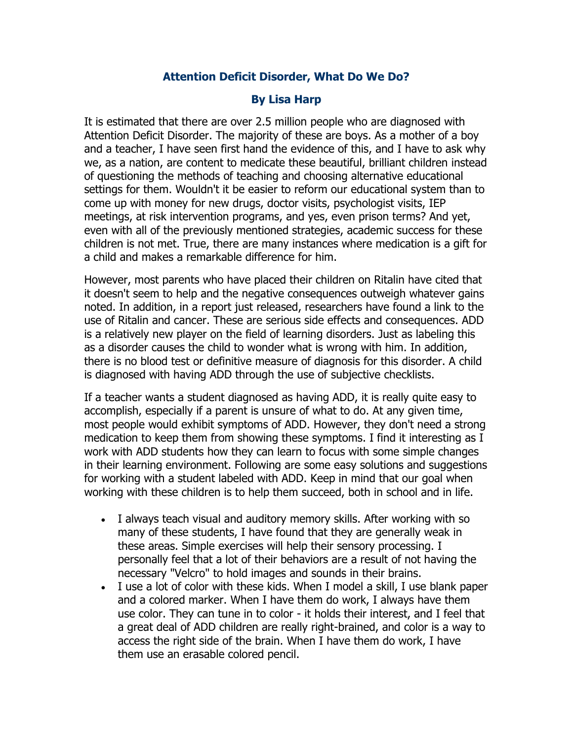# Attention Deficit Disorder, What Do We Do?

## By Lisa Harp

It is estimated that there are over 2.5 million people who are diagnosed with Attention Deficit Disorder. The majority of these are boys. As a mother of a boy and a teacher, I have seen first hand the evidence of this, and I have to ask why we, as a nation, are content to medicate these beautiful, brilliant children instead of questioning the methods of teaching and choosing alternative educational settings for them. Wouldn't it be easier to reform our educational system than to come up with money for new drugs, doctor visits, psychologist visits, IEP meetings, at risk intervention programs, and yes, even prison terms? And yet, even with all of the previously mentioned strategies, academic success for these children is not met. True, there are many instances where medication is a gift for a child and makes a remarkable difference for him.

However, most parents who have placed their children on Ritalin have cited that it doesn't seem to help and the negative consequences outweigh whatever gains noted. In addition, in a report just released, researchers have found a link to the use of Ritalin and cancer. These are serious side effects and consequences. ADD is a relatively new player on the field of learning disorders. Just as labeling this as a disorder causes the child to wonder what is wrong with him. In addition, there is no blood test or definitive measure of diagnosis for this disorder. A child is diagnosed with having ADD through the use of subjective checklists.

If a teacher wants a student diagnosed as having ADD, it is really quite easy to accomplish, especially if a parent is unsure of what to do. At any given time, most people would exhibit symptoms of ADD. However, they don't need a strong medication to keep them from showing these symptoms. I find it interesting as I work with ADD students how they can learn to focus with some simple changes in their learning environment. Following are some easy solutions and suggestions for working with a student labeled with ADD. Keep in mind that our goal when working with these children is to help them succeed, both in school and in life.

- I always teach visual and auditory memory skills. After working with so many of these students, I have found that they are generally weak in these areas. Simple exercises will help their sensory processing. I personally feel that a lot of their behaviors are a result of not having the necessary "Velcro" to hold images and sounds in their brains.
- I use a lot of color with these kids. When I model a skill, I use blank paper and a colored marker. When I have them do work, I always have them use color. They can tune in to color - it holds their interest, and I feel that a great deal of ADD children are really right-brained, and color is a way to access the right side of the brain. When I have them do work, I have them use an erasable colored pencil.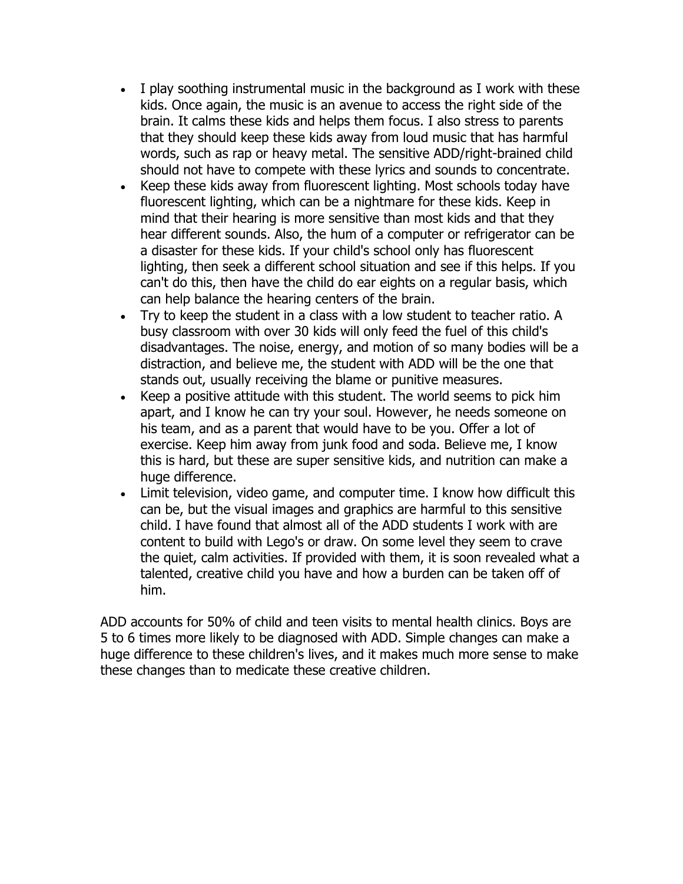- I play soothing instrumental music in the background as I work with these kids. Once again, the music is an avenue to access the right side of the brain. It calms these kids and helps them focus. I also stress to parents that they should keep these kids away from loud music that has harmful words, such as rap or heavy metal. The sensitive ADD/right-brained child should not have to compete with these lyrics and sounds to concentrate.
- Keep these kids away from fluorescent lighting. Most schools today have fluorescent lighting, which can be a nightmare for these kids. Keep in mind that their hearing is more sensitive than most kids and that they hear different sounds. Also, the hum of a computer or refrigerator can be a disaster for these kids. If your child's school only has fluorescent lighting, then seek a different school situation and see if this helps. If you can't do this, then have the child do ear eights on a regular basis, which can help balance the hearing centers of the brain.
- Try to keep the student in a class with a low student to teacher ratio. A busy classroom with over 30 kids will only feed the fuel of this child's disadvantages. The noise, energy, and motion of so many bodies will be a distraction, and believe me, the student with ADD will be the one that stands out, usually receiving the blame or punitive measures.
- Keep a positive attitude with this student. The world seems to pick him apart, and I know he can try your soul. However, he needs someone on his team, and as a parent that would have to be you. Offer a lot of exercise. Keep him away from junk food and soda. Believe me, I know this is hard, but these are super sensitive kids, and nutrition can make a huge difference.
- Limit television, video game, and computer time. I know how difficult this can be, but the visual images and graphics are harmful to this sensitive child. I have found that almost all of the ADD students I work with are content to build with Lego's or draw. On some level they seem to crave the quiet, calm activities. If provided with them, it is soon revealed what a talented, creative child you have and how a burden can be taken off of him.

ADD accounts for 50% of child and teen visits to mental health clinics. Boys are 5 to 6 times more likely to be diagnosed with ADD. Simple changes can make a huge difference to these children's lives, and it makes much more sense to make these changes than to medicate these creative children.